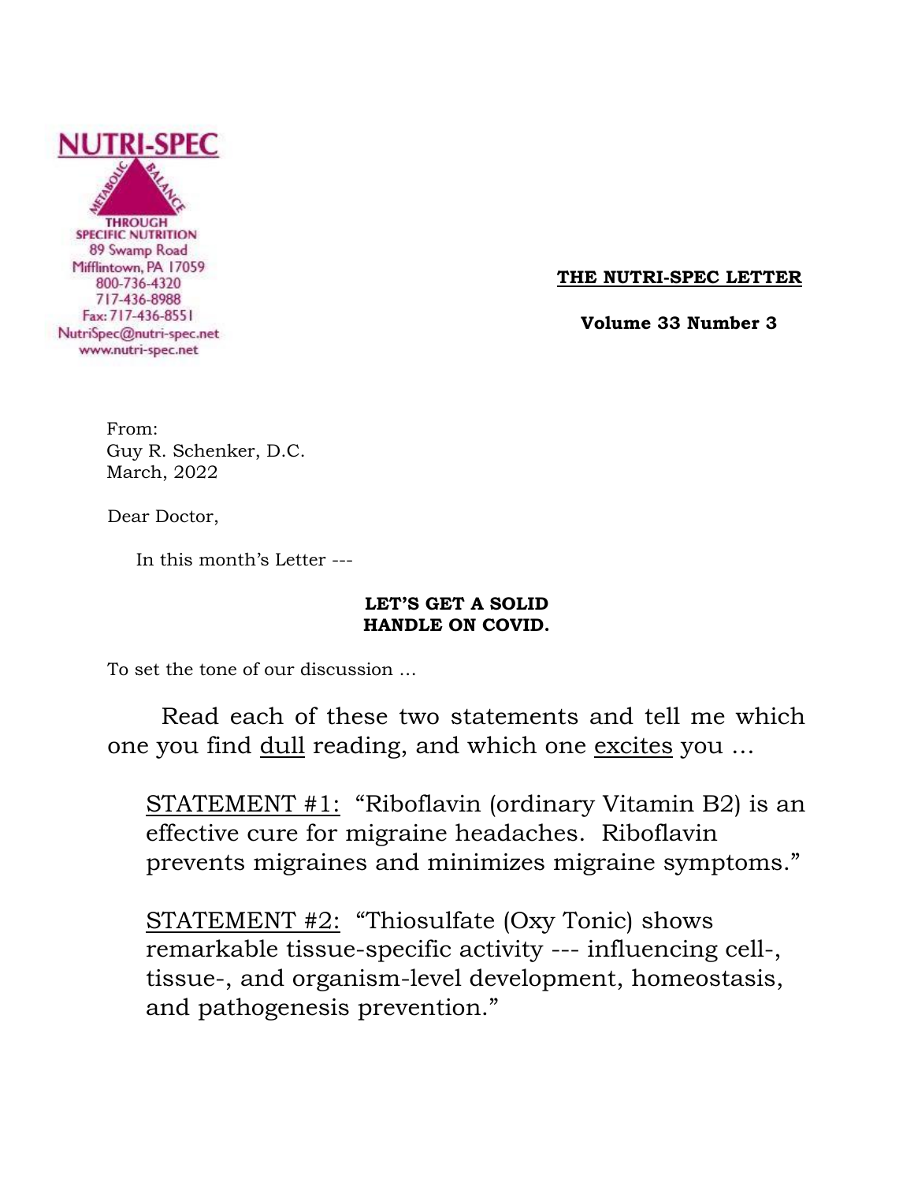NUTRI-SPEC

METABOLIC BALANCE THROUGH SPECIFIC NUTRITION

89 Swamp Road
Mifflintown, PA 17059
800-736-4320
717-436-8988
Fax: 717-436-8551
NutriSpec@nutri-spec.net
www.nutri-spec.net

**THE NUTRI-SPEC LETTER**

**Volume 33 Number 3**

From:
Guy R. Schenker, D.C.
March, 2022

Dear Doctor,

In this month's Letter ---

**LET'S GET A SOLID HANDLE ON COVID.**

To set the tone of our discussion …

Read each of these two statements and tell me which one you find dull reading, and which one excites you …

STATEMENT #1: "Riboflavin (ordinary Vitamin B2) is an effective cure for migraine headaches. Riboflavin prevents migraines and minimizes migraine symptoms."

STATEMENT #2: "Thiosulfate (Oxy Tonic) shows remarkable tissue-specific activity --- influencing cell-, tissue-, and organism-level development, homeostasis, and pathogenesis prevention."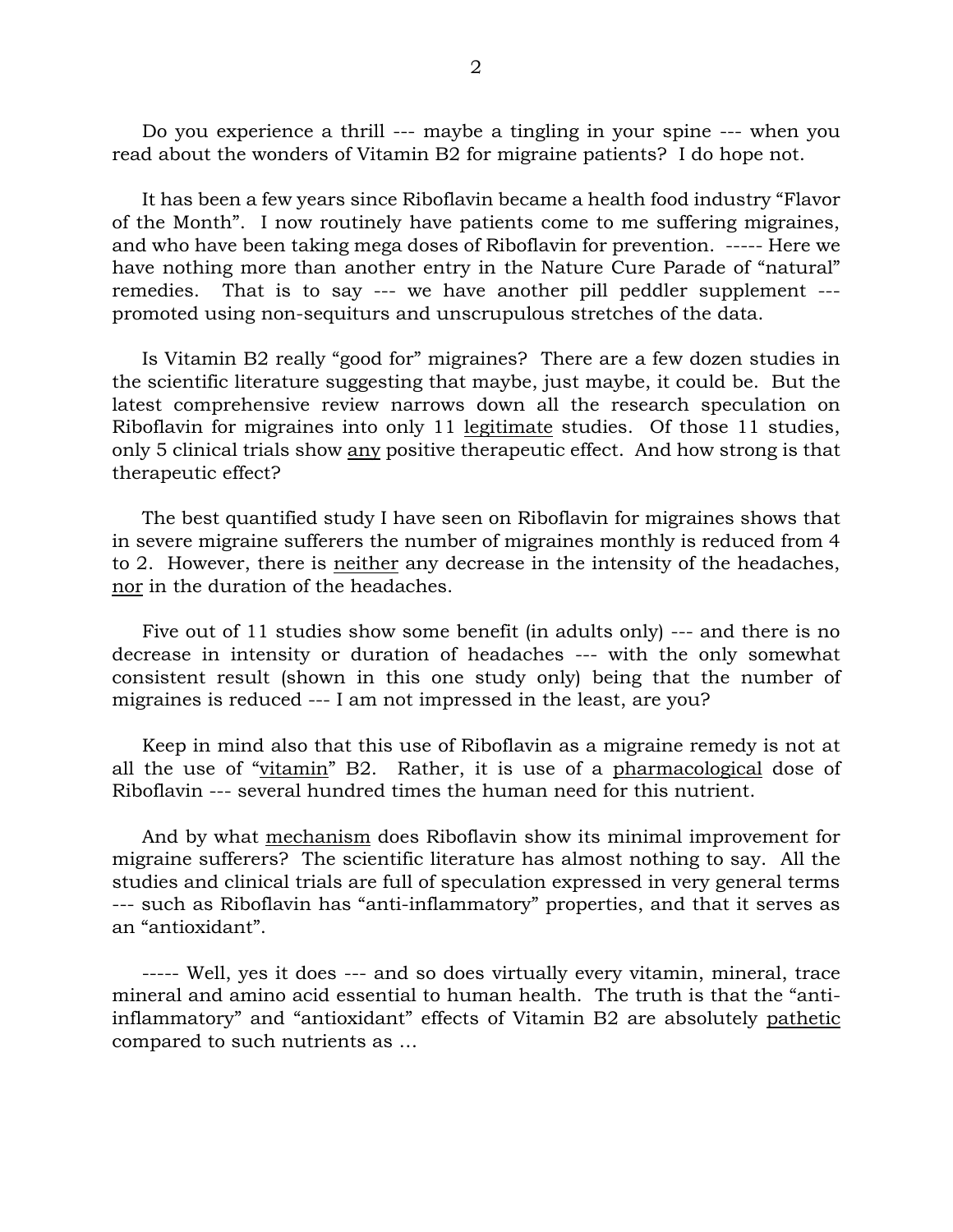Do you experience a thrill --- maybe a tingling in your spine --- when you read about the wonders of Vitamin B2 for migraine patients? I do hope not.

It has been a few years since Riboflavin became a health food industry "Flavor of the Month". I now routinely have patients come to me suffering migraines, and who have been taking mega doses of Riboflavin for prevention. ----- Here we have nothing more than another entry in the Nature Cure Parade of "natural" remedies. That is to say --- we have another pill peddler supplement --- promoted using non-sequiturs and unscrupulous stretches of the data.

Is Vitamin B2 really "good for" migraines? There are a few dozen studies in the scientific literature suggesting that maybe, just maybe, it could be. But the latest comprehensive review narrows down all the research speculation on Riboflavin for migraines into only 11 <u>legitimate</u> studies. Of those 11 studies, only 5 clinical trials show <u>any</u> positive therapeutic effect. And how strong is that therapeutic effect?

The best quantified study I have seen on Riboflavin for migraines shows that in severe migraine sufferers the number of migraines monthly is reduced from 4 to 2. However, there is <u>neither</u> any decrease in the intensity of the headaches, <u>nor</u> in the duration of the headaches.

Five out of 11 studies show some benefit (in adults only) --- and there is no decrease in intensity or duration of headaches --- with the only somewhat consistent result (shown in this one study only) being that the number of migraines is reduced --- I am not impressed in the least, are you?

Keep in mind also that this use of Riboflavin as a migraine remedy is not at all the use of "<u>vitamin</u>" B2. Rather, it is use of a <u>pharmacological</u> dose of Riboflavin --- several hundred times the human need for this nutrient.

And by what <u>mechanism</u> does Riboflavin show its minimal improvement for migraine sufferers? The scientific literature has almost nothing to say. All the studies and clinical trials are full of speculation expressed in very general terms --- such as Riboflavin has "anti-inflammatory" properties, and that it serves as an "antioxidant".

----- Well, yes it does --- and so does virtually every vitamin, mineral, trace mineral and amino acid essential to human health. The truth is that the "anti-inflammatory" and "antioxidant" effects of Vitamin B2 are absolutely <u>pathetic</u> compared to such nutrients as …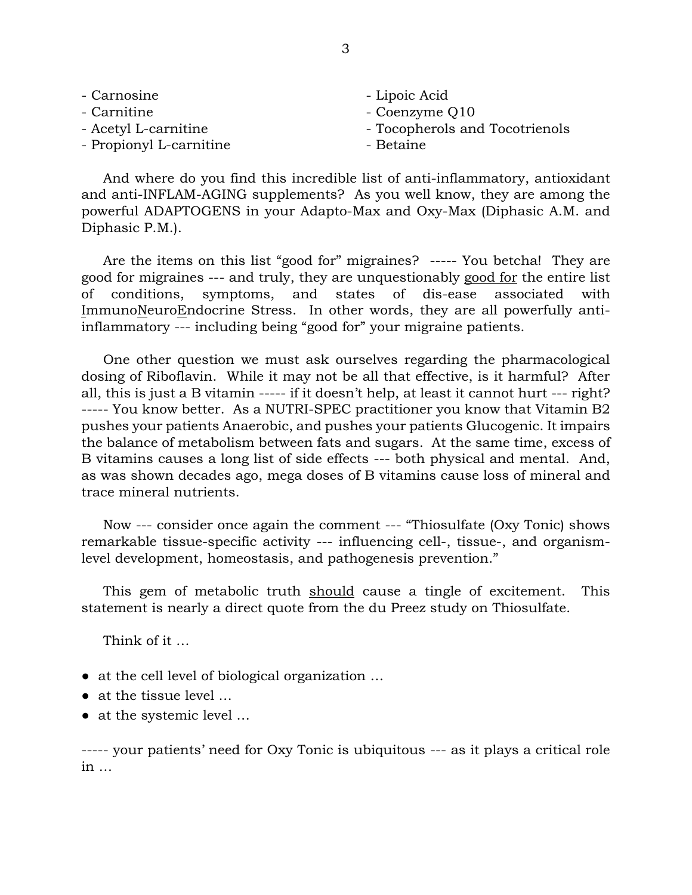- Carnosine
- Carnitine
- Acetyl L-carnitine
- Propionyl L-carnitine
- Lipoic Acid
- Coenzyme Q10
- Tocopherols and Tocotrienols
- Betaine

And where do you find this incredible list of anti-inflammatory, antioxidant and anti-INFLAM-AGING supplements? As you well know, they are among the powerful ADAPTOGENS in your Adapto-Max and Oxy-Max (Diphasic A.M. and Diphasic P.M.).

Are the items on this list "good for" migraines? ----- You betcha! They are good for migraines --- and truly, they are unquestionably <u>good for</u> the entire list of conditions, symptoms, and states of dis-ease associated with <u>I</u>mmuno<u>N</u>euro<u>E</u>ndocrine Stress. In other words, they are all powerfully anti-inflammatory --- including being "good for" your migraine patients.

One other question we must ask ourselves regarding the pharmacological dosing of Riboflavin. While it may not be all that effective, is it harmful? After all, this is just a B vitamin ----- if it doesn't help, at least it cannot hurt --- right? ----- You know better. As a NUTRI-SPEC practitioner you know that Vitamin B2 pushes your patients Anaerobic, and pushes your patients Glucogenic. It impairs the balance of metabolism between fats and sugars. At the same time, excess of B vitamins causes a long list of side effects --- both physical and mental. And, as was shown decades ago, mega doses of B vitamins cause loss of mineral and trace mineral nutrients.

Now --- consider once again the comment --- "Thiosulfate (Oxy Tonic) shows remarkable tissue-specific activity --- influencing cell-, tissue-, and organism-level development, homeostasis, and pathogenesis prevention."

This gem of metabolic truth <u>should</u> cause a tingle of excitement. This statement is nearly a direct quote from the du Preez study on Thiosulfate.

Think of it …

- at the cell level of biological organization …
- at the tissue level …
- at the systemic level …

----- your patients' need for Oxy Tonic is ubiquitous --- as it plays a critical role in …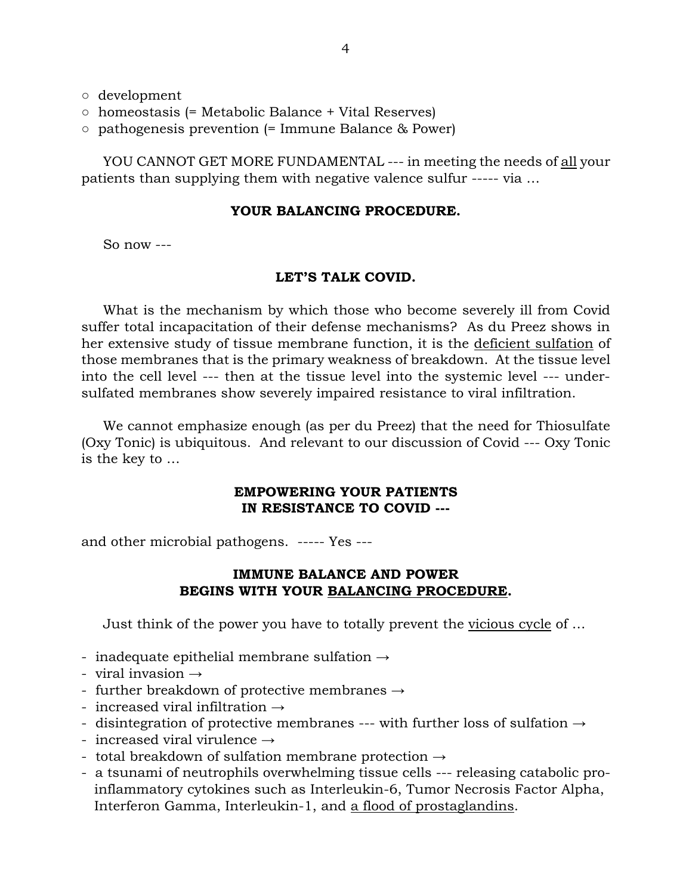- ○ development
- ○ homeostasis (= Metabolic Balance + Vital Reserves)
- ○ pathogenesis prevention (= Immune Balance & Power)

YOU CANNOT GET MORE FUNDAMENTAL --- in meeting the needs of <u>all</u> your patients than supplying them with negative valence sulfur ----- via …

**YOUR BALANCING PROCEDURE.**

So now ---

**LET'S TALK COVID.**

What is the mechanism by which those who become severely ill from Covid suffer total incapacitation of their defense mechanisms? As du Preez shows in her extensive study of tissue membrane function, it is the <u>deficient sulfation</u> of those membranes that is the primary weakness of breakdown. At the tissue level into the cell level --- then at the tissue level into the systemic level --- under-sulfated membranes show severely impaired resistance to viral infiltration.

We cannot emphasize enough (as per du Preez) that the need for Thiosulfate (Oxy Tonic) is ubiquitous. And relevant to our discussion of Covid --- Oxy Tonic is the key to …

**EMPOWERING YOUR PATIENTS IN RESISTANCE TO COVID ---**

and other microbial pathogens. ----- Yes ---

**IMMUNE BALANCE AND POWER BEGINS WITH YOUR <u>BALANCING PROCEDURE</u>.**

Just think of the power you have to totally prevent the <u>vicious cycle</u> of …

- inadequate epithelial membrane sulfation →
- viral invasion →
- further breakdown of protective membranes →
- increased viral infiltration →
- disintegration of protective membranes --- with further loss of sulfation →
- increased viral virulence →
- total breakdown of sulfation membrane protection →
- a tsunami of neutrophils overwhelming tissue cells --- releasing catabolic pro-inflammatory cytokines such as Interleukin-6, Tumor Necrosis Factor Alpha, Interferon Gamma, Interleukin-1, and <u>a flood of prostaglandins</u>.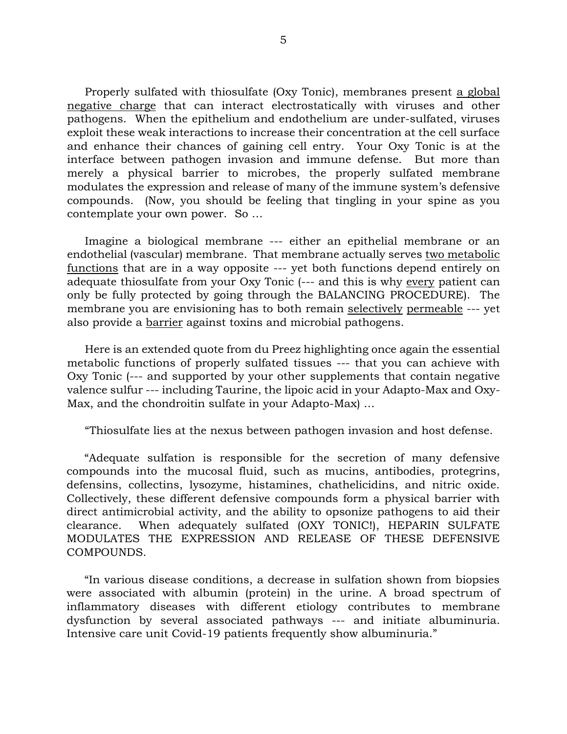Properly sulfated with thiosulfate (Oxy Tonic), membranes present <u>a global negative charge</u> that can interact electrostatically with viruses and other pathogens. When the epithelium and endothelium are under-sulfated, viruses exploit these weak interactions to increase their concentration at the cell surface and enhance their chances of gaining cell entry. Your Oxy Tonic is at the interface between pathogen invasion and immune defense. But more than merely a physical barrier to microbes, the properly sulfated membrane modulates the expression and release of many of the immune system's defensive compounds. (Now, you should be feeling that tingling in your spine as you contemplate your own power. So …

Imagine a biological membrane --- either an epithelial membrane or an endothelial (vascular) membrane. That membrane actually serves <u>two metabolic functions</u> that are in a way opposite --- yet both functions depend entirely on adequate thiosulfate from your Oxy Tonic (--- and this is why <u>every</u> patient can only be fully protected by going through the BALANCING PROCEDURE). The membrane you are envisioning has to both remain <u>selectively</u> <u>permeable</u> --- yet also provide a <u>barrier</u> against toxins and microbial pathogens.

Here is an extended quote from du Preez highlighting once again the essential metabolic functions of properly sulfated tissues --- that you can achieve with Oxy Tonic (--- and supported by your other supplements that contain negative valence sulfur --- including Taurine, the lipoic acid in your Adapto-Max and Oxy-Max, and the chondroitin sulfate in your Adapto-Max) …

"Thiosulfate lies at the nexus between pathogen invasion and host defense.

"Adequate sulfation is responsible for the secretion of many defensive compounds into the mucosal fluid, such as mucins, antibodies, protegrins, defensins, collectins, lysozyme, histamines, chathelicidins, and nitric oxide. Collectively, these different defensive compounds form a physical barrier with direct antimicrobial activity, and the ability to opsonize pathogens to aid their clearance. When adequately sulfated (OXY TONIC!), HEPARIN SULFATE MODULATES THE EXPRESSION AND RELEASE OF THESE DEFENSIVE COMPOUNDS.

"In various disease conditions, a decrease in sulfation shown from biopsies were associated with albumin (protein) in the urine. A broad spectrum of inflammatory diseases with different etiology contributes to membrane dysfunction by several associated pathways --- and initiate albuminuria. Intensive care unit Covid-19 patients frequently show albuminuria."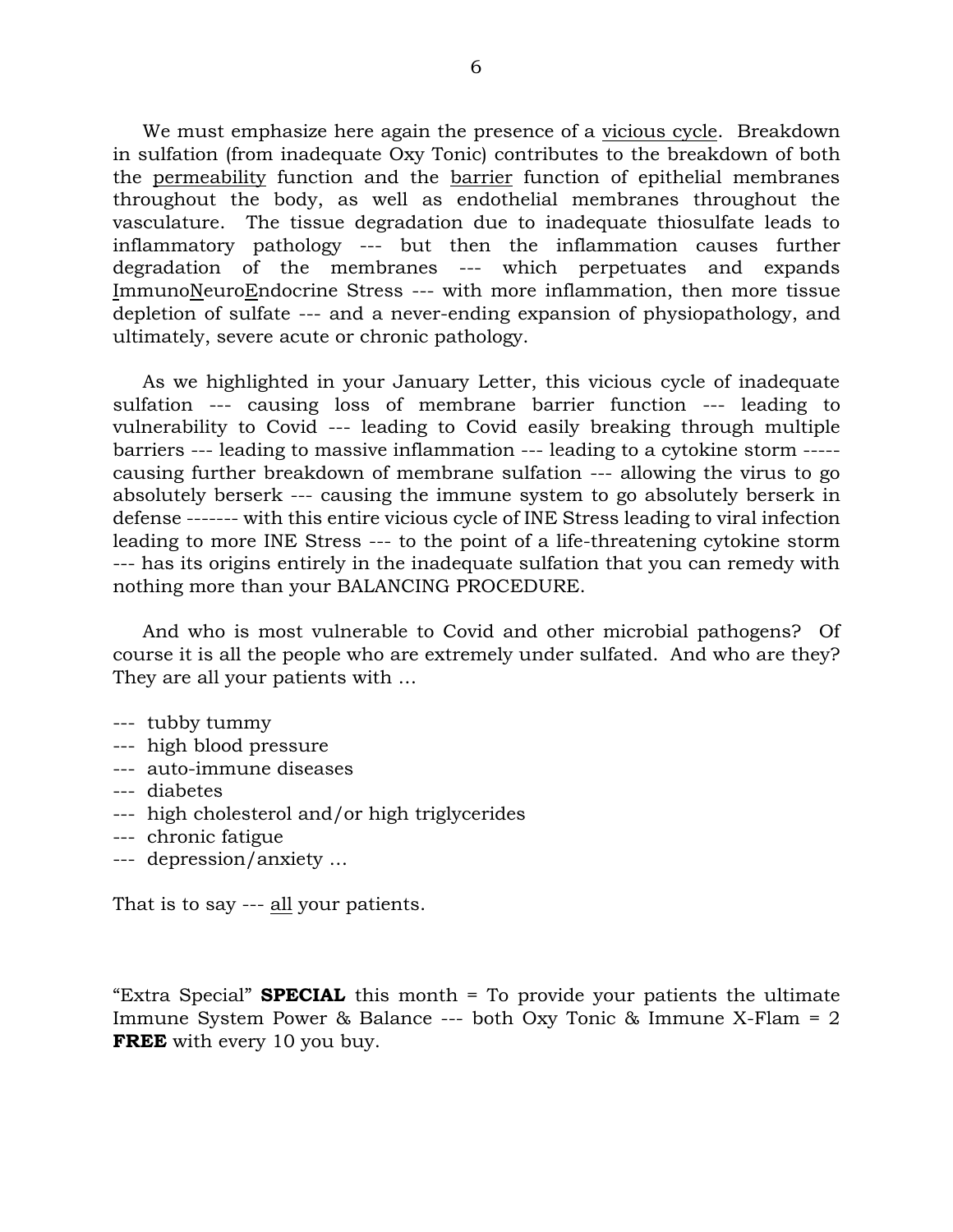We must emphasize here again the presence of a <u>vicious cycle</u>. Breakdown in sulfation (from inadequate Oxy Tonic) contributes to the breakdown of both the <u>permeability</u> function and the <u>barrier</u> function of epithelial membranes throughout the body, as well as endothelial membranes throughout the vasculature. The tissue degradation due to inadequate thiosulfate leads to inflammatory pathology --- but then the inflammation causes further degradation of the membranes --- which perpetuates and expands <u>I</u>mmuno<u>N</u>euro<u>E</u>ndocrine Stress --- with more inflammation, then more tissue depletion of sulfate --- and a never-ending expansion of physiopathology, and ultimately, severe acute or chronic pathology.

As we highlighted in your January Letter, this vicious cycle of inadequate sulfation --- causing loss of membrane barrier function --- leading to vulnerability to Covid --- leading to Covid easily breaking through multiple barriers --- leading to massive inflammation --- leading to a cytokine storm ----- causing further breakdown of membrane sulfation --- allowing the virus to go absolutely berserk --- causing the immune system to go absolutely berserk in defense ------- with this entire vicious cycle of INE Stress leading to viral infection leading to more INE Stress --- to the point of a life-threatening cytokine storm --- has its origins entirely in the inadequate sulfation that you can remedy with nothing more than your BALANCING PROCEDURE.

And who is most vulnerable to Covid and other microbial pathogens? Of course it is all the people who are extremely under sulfated. And who are they? They are all your patients with …

--- tubby tummy
--- high blood pressure
--- auto-immune diseases
--- diabetes
--- high cholesterol and/or high triglycerides
--- chronic fatigue
--- depression/anxiety …

That is to say --- <u>all</u> your patients.

"Extra Special" **SPECIAL** this month = To provide your patients the ultimate Immune System Power & Balance --- both Oxy Tonic & Immune X-Flam = 2 **FREE** with every 10 you buy.